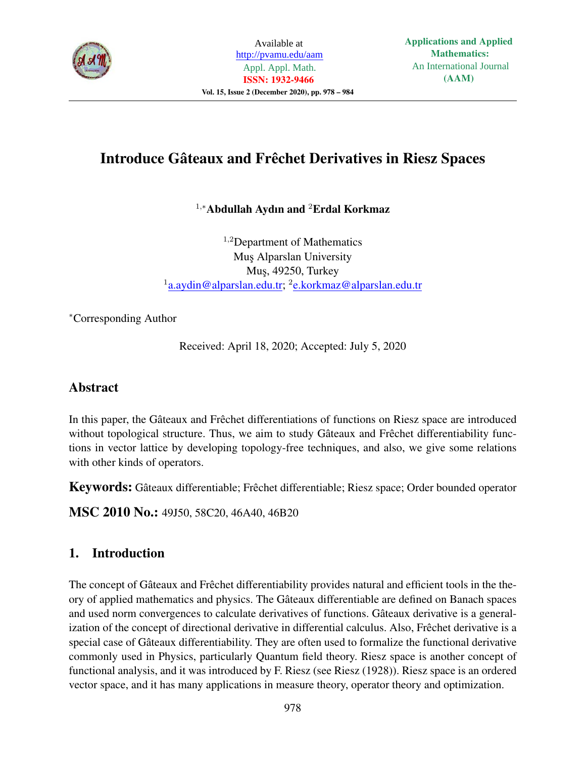# Introduce Gâteaux and Frêchet Derivatives in Riesz Spaces

[1,*]**Abdullah Aydın and** [2]**Erdal Korkmaz**

[1,2]Department of Mathematics
Muş Alparslan University
Muş, 49250, Turkey
[1]a.aydin@alparslan.edu.tr; [2]e.korkmaz@alparslan.edu.tr

[*]Corresponding Author

Received: April 18, 2020; Accepted: July 5, 2020

## Abstract

In this paper, the Gâteaux and Frêchet differentiations of functions on Riesz space are introduced without topological structure. Thus, we aim to study Gâteaux and Frêchet differentiability functions in vector lattice by developing topology-free techniques, and also, we give some relations with other kinds of operators.

**Keywords:** Gâteaux differentiable; Frêchet differentiable; Riesz space; Order bounded operator

**MSC 2010 No.:** 49J50, 58C20, 46A40, 46B20

## 1. Introduction

The concept of Gâteaux and Frêchet differentiability provides natural and efficient tools in the theory of applied mathematics and physics. The Gâteaux differentiable are defined on Banach spaces and used norm convergences to calculate derivatives of functions. Gâteaux derivative is a generalization of the concept of directional derivative in differential calculus. Also, Frêchet derivative is a special case of Gâteaux differentiability. They are often used to formalize the functional derivative commonly used in Physics, particularly Quantum field theory. Riesz space is another concept of functional analysis, and it was introduced by F. Riesz (see Riesz (1928)). Riesz space is an ordered vector space, and it has many applications in measure theory, operator theory and optimization.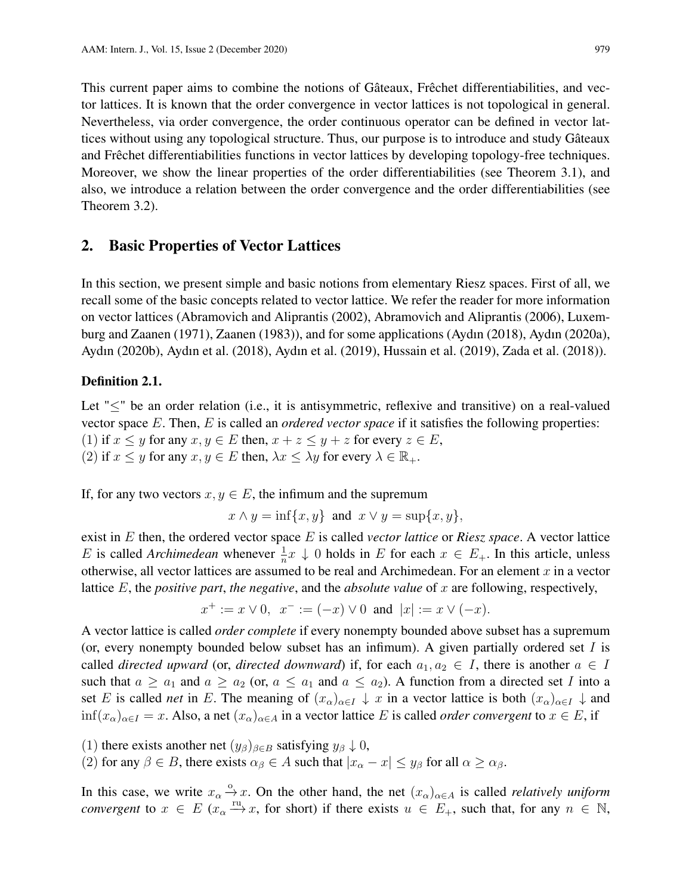This current paper aims to combine the notions of Gâteaux, Frêchet differentiabilities, and vector lattices. It is known that the order convergence in vector lattices is not topological in general. Nevertheless, via order convergence, the order continuous operator can be defined in vector lattices without using any topological structure. Thus, our purpose is to introduce and study Gâteaux and Frêchet differentiabilities functions in vector lattices by developing topology-free techniques. Moreover, we show the linear properties of the order differentiabilities (see Theorem 3.1), and also, we introduce a relation between the order convergence and the order differentiabilities (see Theorem 3.2).

## 2. Basic Properties of Vector Lattices

In this section, we present simple and basic notions from elementary Riesz spaces. First of all, we recall some of the basic concepts related to vector lattice. We refer the reader for more information on vector lattices (Abramovich and Aliprantis (2002), Abramovich and Aliprantis (2006), Luxemburg and Zaanen (1971), Zaanen (1983)), and for some applications (Aydın (2018), Aydın (2020a), Aydın (2020b), Aydın et al. (2018), Aydın et al. (2019), Hussain et al. (2019), Zada et al. (2018)).

**Definition 2.1.**

Let "$\leq$" be an order relation (i.e., it is antisymmetric, reflexive and transitive) on a real-valued vector space $E$. Then, $E$ is called an *ordered vector space* if it satisfies the following properties:
(1) if $x \leq y$ for any $x, y \in E$ then, $x + z \leq y + z$ for every $z \in E$,
(2) if $x \leq y$ for any $x, y \in E$ then, $\lambda x \leq \lambda y$ for every $\lambda \in \mathbb{R}_+$.

If, for any two vectors $x, y \in E$, the infimum and the supremum

$$x \wedge y = \inf\{x, y\} \text{ and } x \vee y = \sup\{x, y\},$$

exist in $E$ then, the ordered vector space $E$ is called *vector lattice* or *Riesz space*. A vector lattice $E$ is called *Archimedean* whenever $\frac{1}{n}x \downarrow 0$ holds in $E$ for each $x \in E_+$. In this article, unless otherwise, all vector lattices are assumed to be real and Archimedean. For an element $x$ in a vector lattice $E$, the *positive part*, *the negative*, and the *absolute value* of $x$ are following, respectively,

$$x^+ := x \vee 0, \;\; x^- := (-x) \vee 0 \;\text{ and }\; |x| := x \vee (-x).$$

A vector lattice is called *order complete* if every nonempty bounded above subset has a supremum (or, every nonempty bounded below subset has an infimum). A given partially ordered set $I$ is called *directed upward* (or, *directed downward*) if, for each $a_1, a_2 \in I$, there is another $a \in I$ such that $a \geq a_1$ and $a \geq a_2$ (or, $a \leq a_1$ and $a \leq a_2$). A function from a directed set $I$ into a set $E$ is called *net* in $E$. The meaning of $(x_\alpha)_{\alpha \in I} \downarrow x$ in a vector lattice is both $(x_\alpha)_{\alpha \in I} \downarrow$ and $\inf(x_\alpha)_{\alpha \in I} = x$. Also, a net $(x_\alpha)_{\alpha \in A}$ in a vector lattice $E$ is called *order convergent* to $x \in E$, if

(1) there exists another net $(y_\beta)_{\beta \in B}$ satisfying $y_\beta \downarrow 0$,
(2) for any $\beta \in B$, there exists $\alpha_\beta \in A$ such that $|x_\alpha - x| \leq y_\beta$ for all $\alpha \geq \alpha_\beta$.

In this case, we write $x_\alpha \xrightarrow{\text{o}} x$. On the other hand, the net $(x_\alpha)_{\alpha \in A}$ is called *relatively uniform convergent* to $x \in E$ ($x_\alpha \xrightarrow{\text{ru}} x$, for short) if there exists $u \in E_+$, such that, for any $n \in \mathbb{N}$,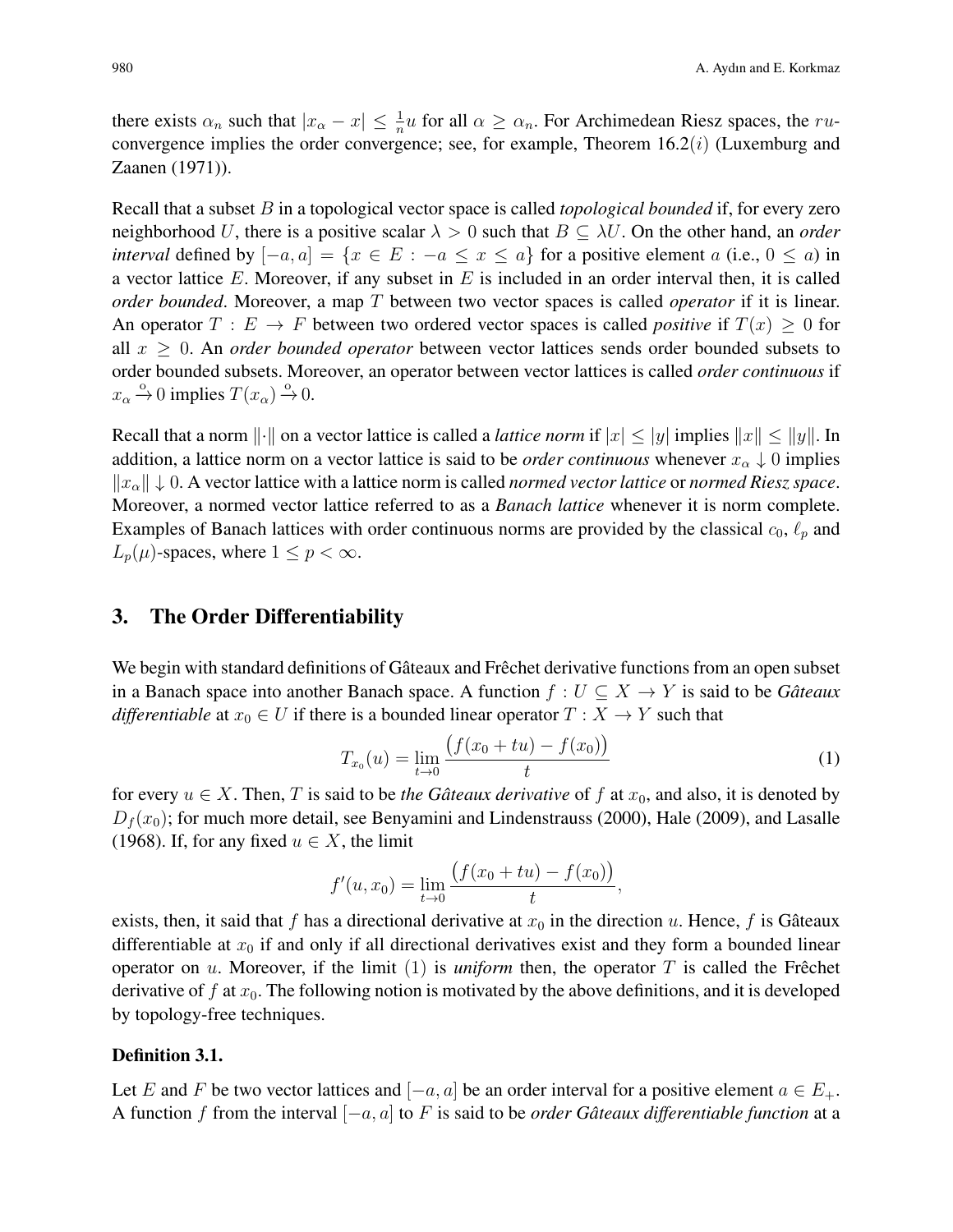there exists $\alpha_n$ such that $|x_\alpha - x| \leq \frac{1}{n}u$ for all $\alpha \geq \alpha_n$. For Archimedean Riesz spaces, the $ru$-convergence implies the order convergence; see, for example, Theorem $16.2(i)$ (Luxemburg and Zaanen (1971)).

Recall that a subset $B$ in a topological vector space is called *topological bounded* if, for every zero neighborhood $U$, there is a positive scalar $\lambda > 0$ such that $B \subseteq \lambda U$. On the other hand, an *order interval* defined by $[-a, a] = \{x \in E : -a \leq x \leq a\}$ for a positive element $a$ (i.e., $0 \leq a$) in a vector lattice $E$. Moreover, if any subset in $E$ is included in an order interval then, it is called *order bounded*. Moreover, a map $T$ between two vector spaces is called *operator* if it is linear. An operator $T : E \to F$ between two ordered vector spaces is called *positive* if $T(x) \geq 0$ for all $x \geq 0$. An *order bounded operator* between vector lattices sends order bounded subsets to order bounded subsets. Moreover, an operator between vector lattices is called *order continuous* if $x_\alpha \xrightarrow{o} 0$ implies $T(x_\alpha) \xrightarrow{o} 0$.

Recall that a norm $\|\cdot\|$ on a vector lattice is called a *lattice norm* if $|x| \leq |y|$ implies $\|x\| \leq \|y\|$. In addition, a lattice norm on a vector lattice is said to be *order continuous* whenever $x_\alpha \downarrow 0$ implies $\|x_\alpha\| \downarrow 0$. A vector lattice with a lattice norm is called *normed vector lattice* or *normed Riesz space*. Moreover, a normed vector lattice referred to as a *Banach lattice* whenever it is norm complete. Examples of Banach lattices with order continuous norms are provided by the classical $c_0$, $\ell_p$ and $L_p(\mu)$-spaces, where $1 \leq p < \infty$.

## 3. The Order Differentiability

We begin with standard definitions of Gâteaux and Frêchet derivative functions from an open subset in a Banach space into another Banach space. A function $f : U \subseteq X \to Y$ is said to be *Gâteaux differentiable* at $x_0 \in U$ if there is a bounded linear operator $T : X \to Y$ such that

$$T_{x_0}(u) = \lim_{t \to 0} \frac{\big(f(x_0 + tu) - f(x_0)\big)}{t} \tag{1}$$

for every $u \in X$. Then, $T$ is said to be *the Gâteaux derivative* of $f$ at $x_0$, and also, it is denoted by $D_f(x_0)$; for much more detail, see Benyamini and Lindenstrauss (2000), Hale (2009), and Lasalle (1968). If, for any fixed $u \in X$, the limit

$$f'(u, x_0) = \lim_{t \to 0} \frac{\big(f(x_0 + tu) - f(x_0)\big)}{t},$$

exists, then, it said that $f$ has a directional derivative at $x_0$ in the direction $u$. Hence, $f$ is Gâteaux differentiable at $x_0$ if and only if all directional derivatives exist and they form a bounded linear operator on $u$. Moreover, if the limit $(1)$ is *uniform* then, the operator $T$ is called the Frêchet derivative of $f$ at $x_0$. The following notion is motivated by the above definitions, and it is developed by topology-free techniques.

#### Definition 3.1.

Let $E$ and $F$ be two vector lattices and $[-a, a]$ be an order interval for a positive element $a \in E_+$. A function $f$ from the interval $[-a, a]$ to $F$ is said to be *order Gâteaux differentiable function* at a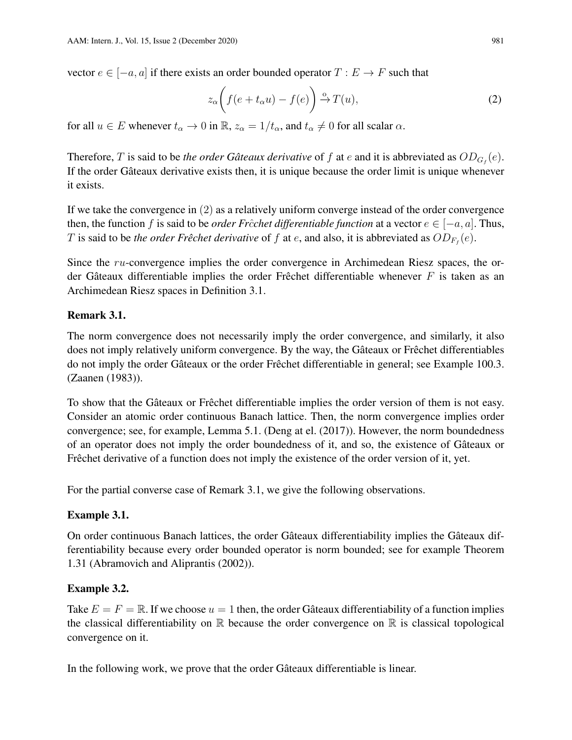vector $e \in [-a, a]$ if there exists an order bounded operator $T : E \to F$ such that

$$z_\alpha \bigg( f(e + t_\alpha u) - f(e) \bigg) \xrightarrow{o} T(u), \tag{2}$$

for all $u \in E$ whenever $t_\alpha \to 0$ in $\mathbb{R}$, $z_\alpha = 1/t_\alpha$, and $t_\alpha \neq 0$ for all scalar $\alpha$.

Therefore, $T$ is said to be *the order Gâteaux derivative* of $f$ at $e$ and it is abbreviated as $OD_{G_f}(e)$. If the order Gâteaux derivative exists then, it is unique because the order limit is unique whenever it exists.

If we take the convergence in $(2)$ as a relatively uniform converge instead of the order convergence then, the function $f$ is said to be *order Frĉchet differentiable function* at a vector $e \in [-a, a]$. Thus, $T$ is said to be *the order Frêchet derivative* of $f$ at $e$, and also, it is abbreviated as $OD_{F_f}(e)$.

Since the $ru$-convergence implies the order convergence in Archimedean Riesz spaces, the order Gâteaux differentiable implies the order Frêchet differentiable whenever $F$ is taken as an Archimedean Riesz spaces in Definition 3.1.

**Remark 3.1.**

The norm convergence does not necessarily imply the order convergence, and similarly, it also does not imply relatively uniform convergence. By the way, the Gâteaux or Frêchet differentiables do not imply the order Gâteaux or the order Frêchet differentiable in general; see Example 100.3. (Zaanen (1983)).

To show that the Gâteaux or Frêchet differentiable implies the order version of them is not easy. Consider an atomic order continuous Banach lattice. Then, the norm convergence implies order convergence; see, for example, Lemma 5.1. (Deng at el. (2017)). However, the norm boundedness of an operator does not imply the order boundedness of it, and so, the existence of Gâteaux or Frêchet derivative of a function does not imply the existence of the order version of it, yet.

For the partial converse case of Remark 3.1, we give the following observations.

**Example 3.1.**

On order continuous Banach lattices, the order Gâteaux differentiability implies the Gâteaux differentiability because every order bounded operator is norm bounded; see for example Theorem 1.31 (Abramovich and Aliprantis (2002)).

**Example 3.2.**

Take $E = F = \mathbb{R}$. If we choose $u = 1$ then, the order Gâteaux differentiability of a function implies the classical differentiability on $\mathbb{R}$ because the order convergence on $\mathbb{R}$ is classical topological convergence on it.

In the following work, we prove that the order Gâteaux differentiable is linear.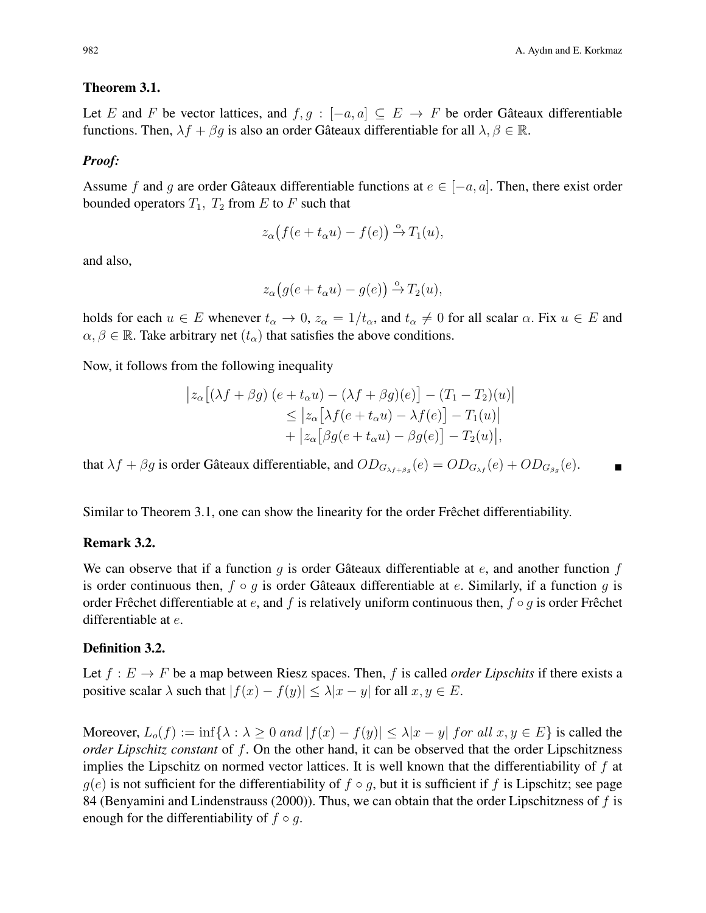### Theorem 3.1.

Let $E$ and $F$ be vector lattices, and $f, g : [-a, a] \subseteq E \to F$ be order Gâteaux differentiable functions. Then, $\lambda f + \beta g$ is also an order Gâteaux differentiable for all $\lambda, \beta \in \mathbb{R}$.

***Proof:***

Assume $f$ and $g$ are order Gâteaux differentiable functions at $e \in [-a, a]$. Then, there exist order bounded operators $T_1,\ T_2$ from $E$ to $F$ such that

$$z_\alpha\big(f(e + t_\alpha u) - f(e)\big) \xrightarrow{o} T_1(u),$$

and also,

$$z_\alpha\big(g(e + t_\alpha u) - g(e)\big) \xrightarrow{o} T_2(u),$$

holds for each $u \in E$ whenever $t_\alpha \to 0$, $z_\alpha = 1/t_\alpha$, and $t_\alpha \neq 0$ for all scalar $\alpha$. Fix $u \in E$ and $\alpha, \beta \in \mathbb{R}$. Take arbitrary net $(t_\alpha)$ that satisfies the above conditions.

Now, it follows from the following inequality

$$\begin{aligned}\big|z_\alpha\big[(\lambda f + \beta g)\ (e + t_\alpha u) - (\lambda f + \beta g)(e)\big] - (T_1 - T_2)(u)\big| \\ \leq \big|z_\alpha\big[\lambda f(e + t_\alpha u) - \lambda f(e)\big] - T_1(u)\big| \\ + \big|z_\alpha\big[\beta g(e + t_\alpha u) - \beta g(e)\big] - T_2(u)\big|,\end{aligned}$$

that $\lambda f + \beta g$ is order Gâteaux differentiable, and $OD_{G_{\lambda f + \beta g}}(e) = OD_{G_{\lambda f}}(e) + OD_{G_{\beta g}}(e)$. ∎

Similar to Theorem 3.1, one can show the linearity for the order Frêchet differentiability.

### Remark 3.2.

We can observe that if a function $g$ is order Gâteaux differentiable at $e$, and another function $f$ is order continuous then, $f \circ g$ is order Gâteaux differentiable at $e$. Similarly, if a function $g$ is order Frêchet differentiable at $e$, and $f$ is relatively uniform continuous then, $f \circ g$ is order Frêchet differentiable at $e$.

### Definition 3.2.

Let $f : E \to F$ be a map between Riesz spaces. Then, $f$ is called *order Lipschits* if there exists a positive scalar $\lambda$ such that $|f(x) - f(y)| \leq \lambda |x - y|$ for all $x, y \in E$.

Moreover, $L_o(f) := \inf\{\lambda : \lambda \geq 0\ and\ |f(x) - f(y)| \leq \lambda |x - y|\ for\ all\ x, y \in E\}$ is called the *order Lipschitz constant* of $f$. On the other hand, it can be observed that the order Lipschitzness implies the Lipschitz on normed vector lattices. It is well known that the differentiability of $f$ at $g(e)$ is not sufficient for the differentiability of $f \circ g$, but it is sufficient if $f$ is Lipschitz; see page 84 (Benyamini and Lindenstrauss (2000)). Thus, we can obtain that the order Lipschitzness of $f$ is enough for the differentiability of $f \circ g$.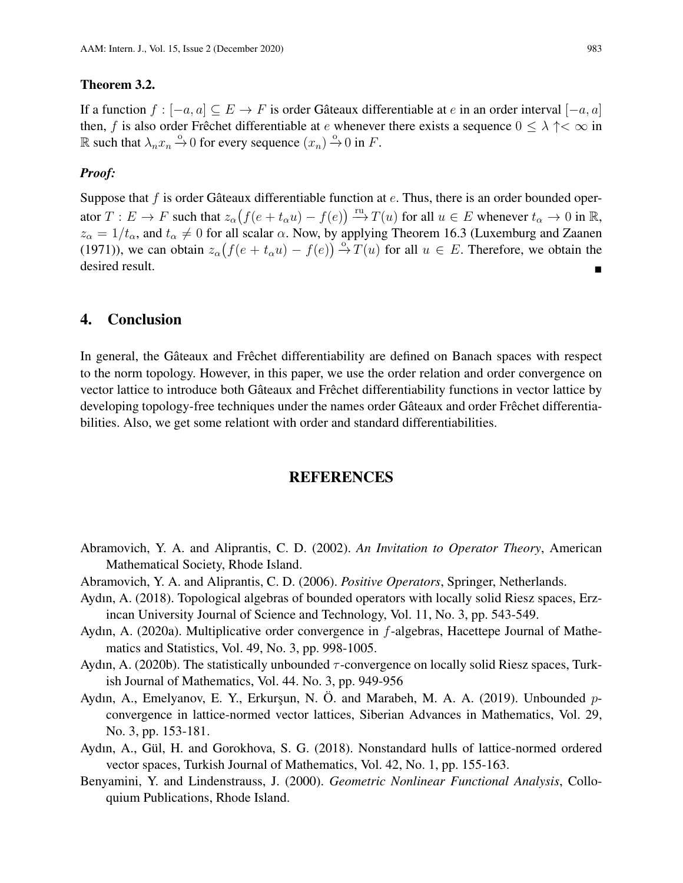**Theorem 3.2.**

If a function $f : [-a, a] \subseteq E \to F$ is order Gâteaux differentiable at $e$ in an order interval $[-a, a]$ then, $f$ is also order Frêchet differentiable at $e$ whenever there exists a sequence $0 \leq \lambda \uparrow < \infty$ in $\mathbb{R}$ such that $\lambda_n x_n \xrightarrow{o} 0$ for every sequence $(x_n) \xrightarrow{o} 0$ in $F$.

***Proof:***

Suppose that $f$ is order Gâteaux differentiable function at $e$. Thus, there is an order bounded operator $T : E \to F$ such that $z_\alpha\big(f(e + t_\alpha u) - f(e)\big) \xrightarrow{\text{ru}} T(u)$ for all $u \in E$ whenever $t_\alpha \to 0$ in $\mathbb{R}$, $z_\alpha = 1/t_\alpha$, and $t_\alpha \neq 0$ for all scalar $\alpha$. Now, by applying Theorem 16.3 (Luxemburg and Zaanen (1971)), we can obtain $z_\alpha\big(f(e + t_\alpha u) - f(e)\big) \xrightarrow{o} T(u)$ for all $u \in E$. Therefore, we obtain the desired result. ■

## 4. Conclusion

In general, the Gâteaux and Frêchet differentiability are defined on Banach spaces with respect to the norm topology. However, in this paper, we use the order relation and order convergence on vector lattice to introduce both Gâteaux and Frêchet differentiability functions in vector lattice by developing topology-free techniques under the names order Gâteaux and order Frêchet differentiabilities. Also, we get some relationt with order and standard differentiabilities.

## REFERENCES

Abramovich, Y. A. and Aliprantis, C. D. (2002). *An Invitation to Operator Theory*, American Mathematical Society, Rhode Island.

Abramovich, Y. A. and Aliprantis, C. D. (2006). *Positive Operators*, Springer, Netherlands.

Aydın, A. (2018). Topological algebras of bounded operators with locally solid Riesz spaces, Erzincan University Journal of Science and Technology, Vol. 11, No. 3, pp. 543-549.

Aydın, A. (2020a). Multiplicative order convergence in $f$-algebras, Hacettepe Journal of Mathematics and Statistics, Vol. 49, No. 3, pp. 998-1005.

Aydın, A. (2020b). The statistically unbounded $\tau$-convergence on locally solid Riesz spaces, Turkish Journal of Mathematics, Vol. 44. No. 3, pp. 949-956

Aydın, A., Emelyanov, E. Y., Erkurşun, N. Ö. and Marabeh, M. A. A. (2019). Unbounded $p$-convergence in lattice-normed vector lattices, Siberian Advances in Mathematics, Vol. 29, No. 3, pp. 153-181.

Aydın, A., Gül, H. and Gorokhova, S. G. (2018). Nonstandard hulls of lattice-normed ordered vector spaces, Turkish Journal of Mathematics, Vol. 42, No. 1, pp. 155-163.

Benyamini, Y. and Lindenstrauss, J. (2000). *Geometric Nonlinear Functional Analysis*, Colloquium Publications, Rhode Island.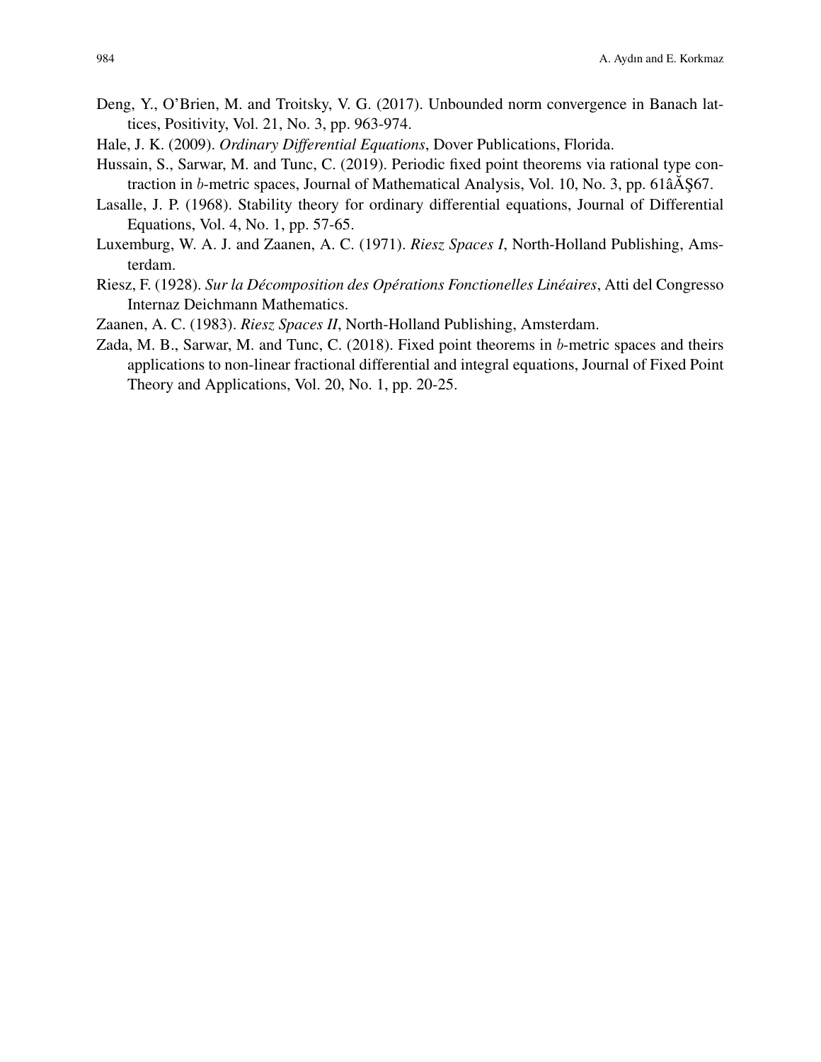Deng, Y., O'Brien, M. and Troitsky, V. G. (2017). Unbounded norm convergence in Banach lattices, Positivity, Vol. 21, No. 3, pp. 963-974.

Hale, J. K. (2009). *Ordinary Differential Equations*, Dover Publications, Florida.

Hussain, S., Sarwar, M. and Tunc, C. (2019). Periodic fixed point theorems via rational type contraction in $b$-metric spaces, Journal of Mathematical Analysis, Vol. 10, No. 3, pp. 61âĂŞ67.

Lasalle, J. P. (1968). Stability theory for ordinary differential equations, Journal of Differential Equations, Vol. 4, No. 1, pp. 57-65.

Luxemburg, W. A. J. and Zaanen, A. C. (1971). *Riesz Spaces I*, North-Holland Publishing, Amsterdam.

Riesz, F. (1928). *Sur la Décomposition des Opérations Fonctionelles Linéaires*, Atti del Congresso Internaz Deichmann Mathematics.

Zaanen, A. C. (1983). *Riesz Spaces II*, North-Holland Publishing, Amsterdam.

Zada, M. B., Sarwar, M. and Tunc, C. (2018). Fixed point theorems in $b$-metric spaces and theirs applications to non-linear fractional differential and integral equations, Journal of Fixed Point Theory and Applications, Vol. 20, No. 1, pp. 20-25.